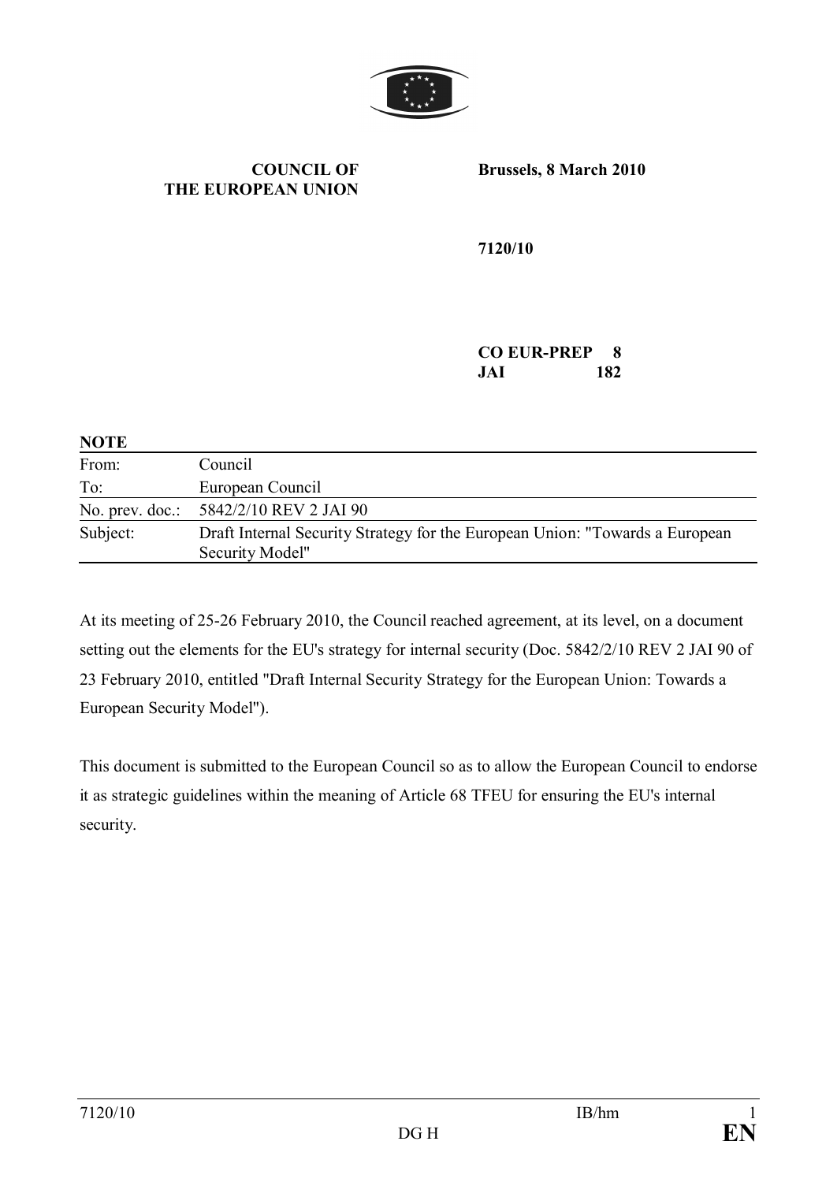**COUNCIL OF THE EUROPEAN UNION**

**Brussels, 8 March 2010**

**7120/10**

**CO EUR-PREP 8**
**JAI 182**

**NOTE**

| | |
|---|---|
| From: | Council |
| To: | European Council |
| No. prev. doc.: | 5842/2/10 REV 2 JAI 90 |
| Subject: | Draft Internal Security Strategy for the European Union: "Towards a European Security Model" |

At its meeting of 25-26 February 2010, the Council reached agreement, at its level, on a document setting out the elements for the EU's strategy for internal security (Doc. 5842/2/10 REV 2 JAI 90 of 23 February 2010, entitled "Draft Internal Security Strategy for the European Union: Towards a European Security Model").

This document is submitted to the European Council so as to allow the European Council to endorse it as strategic guidelines within the meaning of Article 68 TFEU for ensuring the EU's internal security.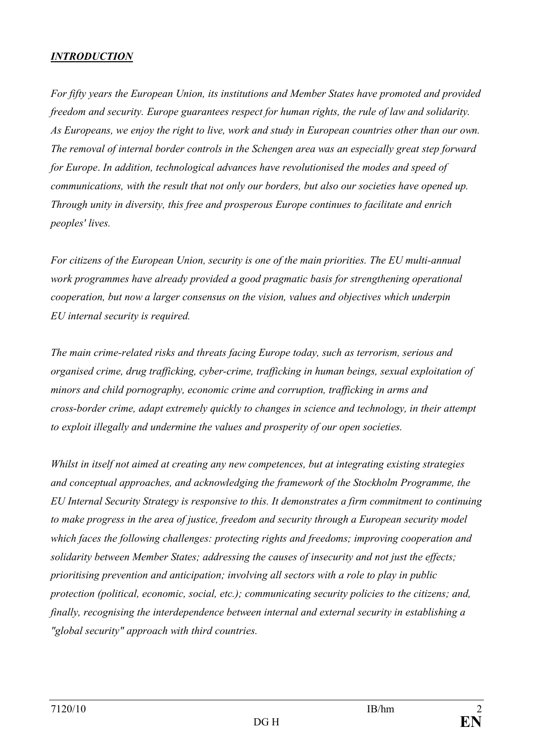## ***INTRODUCTION***

*For fifty years the European Union, its institutions and Member States have promoted and provided freedom and security. Europe guarantees respect for human rights, the rule of law and solidarity. As Europeans, we enjoy the right to live, work and study in European countries other than our own. The removal of internal border controls in the Schengen area was an especially great step forward for Europe. In addition, technological advances have revolutionised the modes and speed of communications, with the result that not only our borders, but also our societies have opened up. Through unity in diversity, this free and prosperous Europe continues to facilitate and enrich peoples' lives.*

*For citizens of the European Union, security is one of the main priorities. The EU multi-annual work programmes have already provided a good pragmatic basis for strengthening operational cooperation, but now a larger consensus on the vision, values and objectives which underpin EU internal security is required.*

*The main crime-related risks and threats facing Europe today, such as terrorism, serious and organised crime, drug trafficking, cyber-crime, trafficking in human beings, sexual exploitation of minors and child pornography, economic crime and corruption, trafficking in arms and cross-border crime, adapt extremely quickly to changes in science and technology, in their attempt to exploit illegally and undermine the values and prosperity of our open societies.*

*Whilst in itself not aimed at creating any new competences, but at integrating existing strategies and conceptual approaches, and acknowledging the framework of the Stockholm Programme, the EU Internal Security Strategy is responsive to this. It demonstrates a firm commitment to continuing to make progress in the area of justice, freedom and security through a European security model which faces the following challenges: protecting rights and freedoms; improving cooperation and solidarity between Member States; addressing the causes of insecurity and not just the effects; prioritising prevention and anticipation; involving all sectors with a role to play in public protection (political, economic, social, etc.); communicating security policies to the citizens; and, finally, recognising the interdependence between internal and external security in establishing a "global security" approach with third countries.*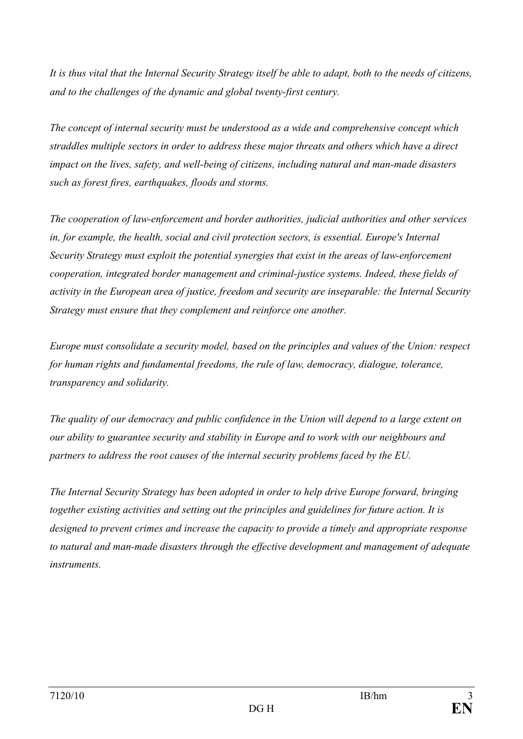*It is thus vital that the Internal Security Strategy itself be able to adapt, both to the needs of citizens, and to the challenges of the dynamic and global twenty-first century.*

*The concept of internal security must be understood as a wide and comprehensive concept which straddles multiple sectors in order to address these major threats and others which have a direct impact on the lives, safety, and well-being of citizens, including natural and man-made disasters such as forest fires, earthquakes, floods and storms.*

*The cooperation of law-enforcement and border authorities, judicial authorities and other services in, for example, the health, social and civil protection sectors, is essential. Europe's Internal Security Strategy must exploit the potential synergies that exist in the areas of law-enforcement cooperation, integrated border management and criminal-justice systems. Indeed, these fields of activity in the European area of justice, freedom and security are inseparable: the Internal Security Strategy must ensure that they complement and reinforce one another.*

*Europe must consolidate a security model, based on the principles and values of the Union: respect for human rights and fundamental freedoms, the rule of law, democracy, dialogue, tolerance, transparency and solidarity.*

*The quality of our democracy and public confidence in the Union will depend to a large extent on our ability to guarantee security and stability in Europe and to work with our neighbours and partners to address the root causes of the internal security problems faced by the EU.*

*The Internal Security Strategy has been adopted in order to help drive Europe forward, bringing together existing activities and setting out the principles and guidelines for future action. It is designed to prevent crimes and increase the capacity to provide a timely and appropriate response to natural and man-made disasters through the effective development and management of adequate instruments.*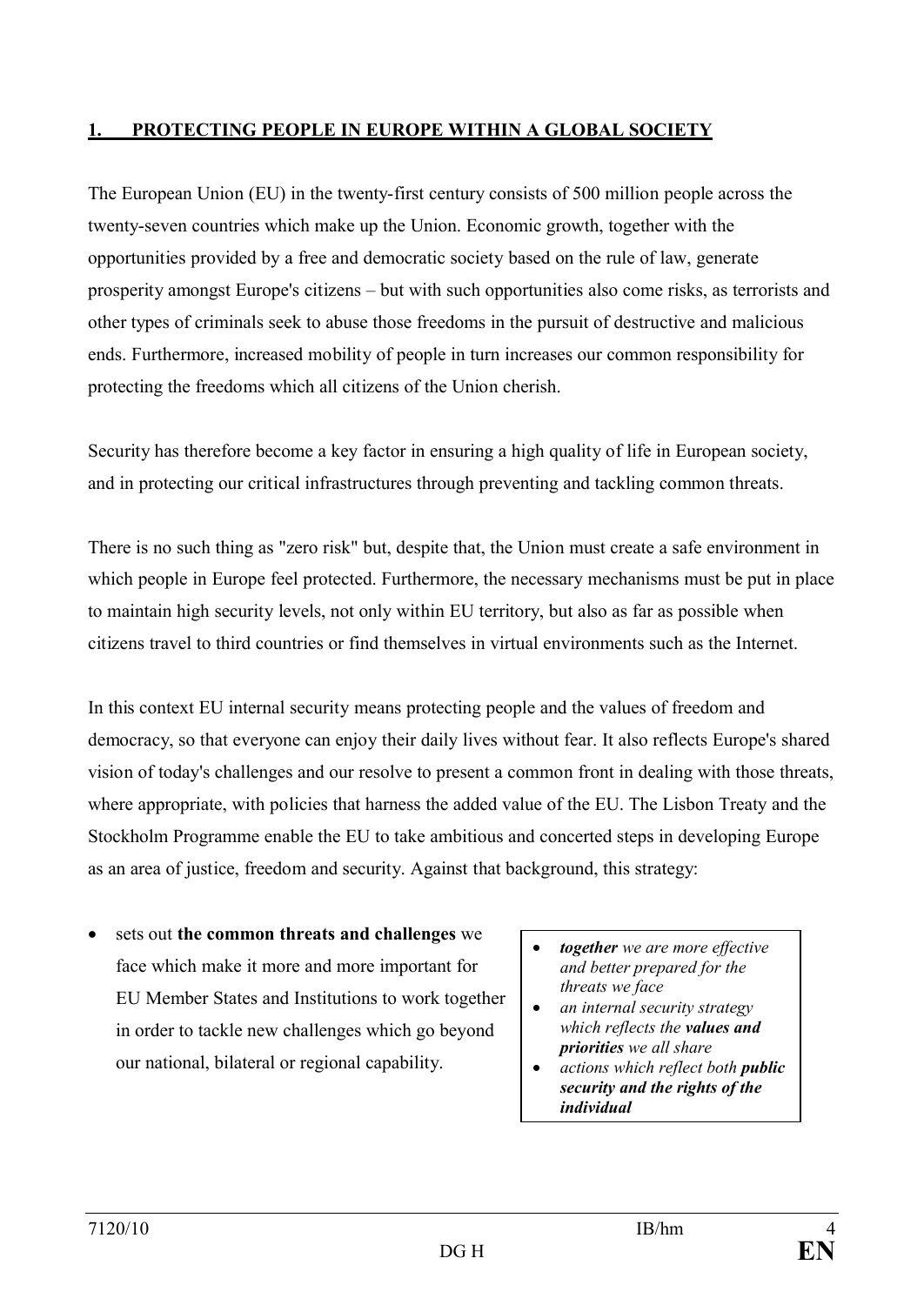## 1. PROTECTING PEOPLE IN EUROPE WITHIN A GLOBAL SOCIETY

The European Union (EU) in the twenty-first century consists of 500 million people across the twenty-seven countries which make up the Union. Economic growth, together with the opportunities provided by a free and democratic society based on the rule of law, generate prosperity amongst Europe's citizens – but with such opportunities also come risks, as terrorists and other types of criminals seek to abuse those freedoms in the pursuit of destructive and malicious ends. Furthermore, increased mobility of people in turn increases our common responsibility for protecting the freedoms which all citizens of the Union cherish.

Security has therefore become a key factor in ensuring a high quality of life in European society, and in protecting our critical infrastructures through preventing and tackling common threats.

There is no such thing as "zero risk" but, despite that, the Union must create a safe environment in which people in Europe feel protected. Furthermore, the necessary mechanisms must be put in place to maintain high security levels, not only within EU territory, but also as far as possible when citizens travel to third countries or find themselves in virtual environments such as the Internet.

In this context EU internal security means protecting people and the values of freedom and democracy, so that everyone can enjoy their daily lives without fear. It also reflects Europe's shared vision of today's challenges and our resolve to present a common front in dealing with those threats, where appropriate, with policies that harness the added value of the EU. The Lisbon Treaty and the Stockholm Programme enable the EU to take ambitious and concerted steps in developing Europe as an area of justice, freedom and security. Against that background, this strategy:

- sets out **the common threats and challenges** we face which make it more and more important for EU Member States and Institutions to work together in order to tackle new challenges which go beyond our national, bilateral or regional capability.

> - ***together*** *we are more effective and better prepared for the threats we face*
> - *an internal security strategy which reflects the* ***values and priorities*** *we all share*
> - *actions which reflect both* ***public security and the rights of the individual***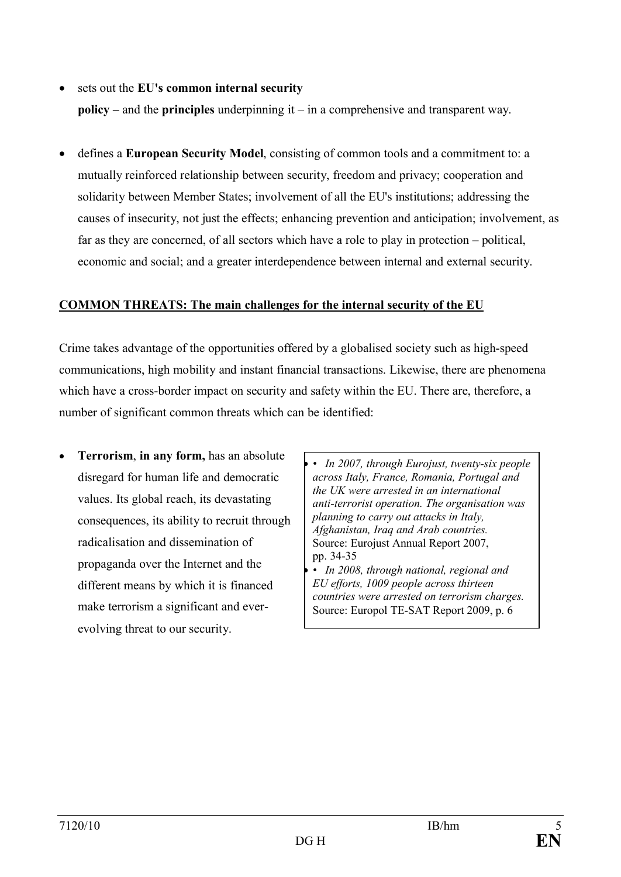- sets out the **EU's common internal security policy –** and the **principles** underpinning it – in a comprehensive and transparent way.

- defines a **European Security Model**, consisting of common tools and a commitment to: a mutually reinforced relationship between security, freedom and privacy; cooperation and solidarity between Member States; involvement of all the EU's institutions; addressing the causes of insecurity, not just the effects; enhancing prevention and anticipation; involvement, as far as they are concerned, of all sectors which have a role to play in protection – political, economic and social; and a greater interdependence between internal and external security.

**COMMON THREATS: The main challenges for the internal security of the EU**

Crime takes advantage of the opportunities offered by a globalised society such as high-speed communications, high mobility and instant financial transactions. Likewise, there are phenomena which have a cross-border impact on security and safety within the EU. There are, therefore, a number of significant common threats which can be identified:

- **Terrorism**, **in any form,** has an absolute disregard for human life and democratic values. Its global reach, its devastating consequences, its ability to recruit through radicalisation and dissemination of propaganda over the Internet and the different means by which it is financed make terrorism a significant and ever-evolving threat to our security.

> - *In 2007, through Eurojust, twenty-six people across Italy, France, Romania, Portugal and the UK were arrested in an international anti-terrorist operation. The organisation was planning to carry out attacks in Italy, Afghanistan, Iraq and Arab countries.* Source: Eurojust Annual Report 2007, pp. 34-35
> - *In 2008, through national, regional and EU efforts, 1009 people across thirteen countries were arrested on terrorism charges.* Source: Europol TE-SAT Report 2009, p. 6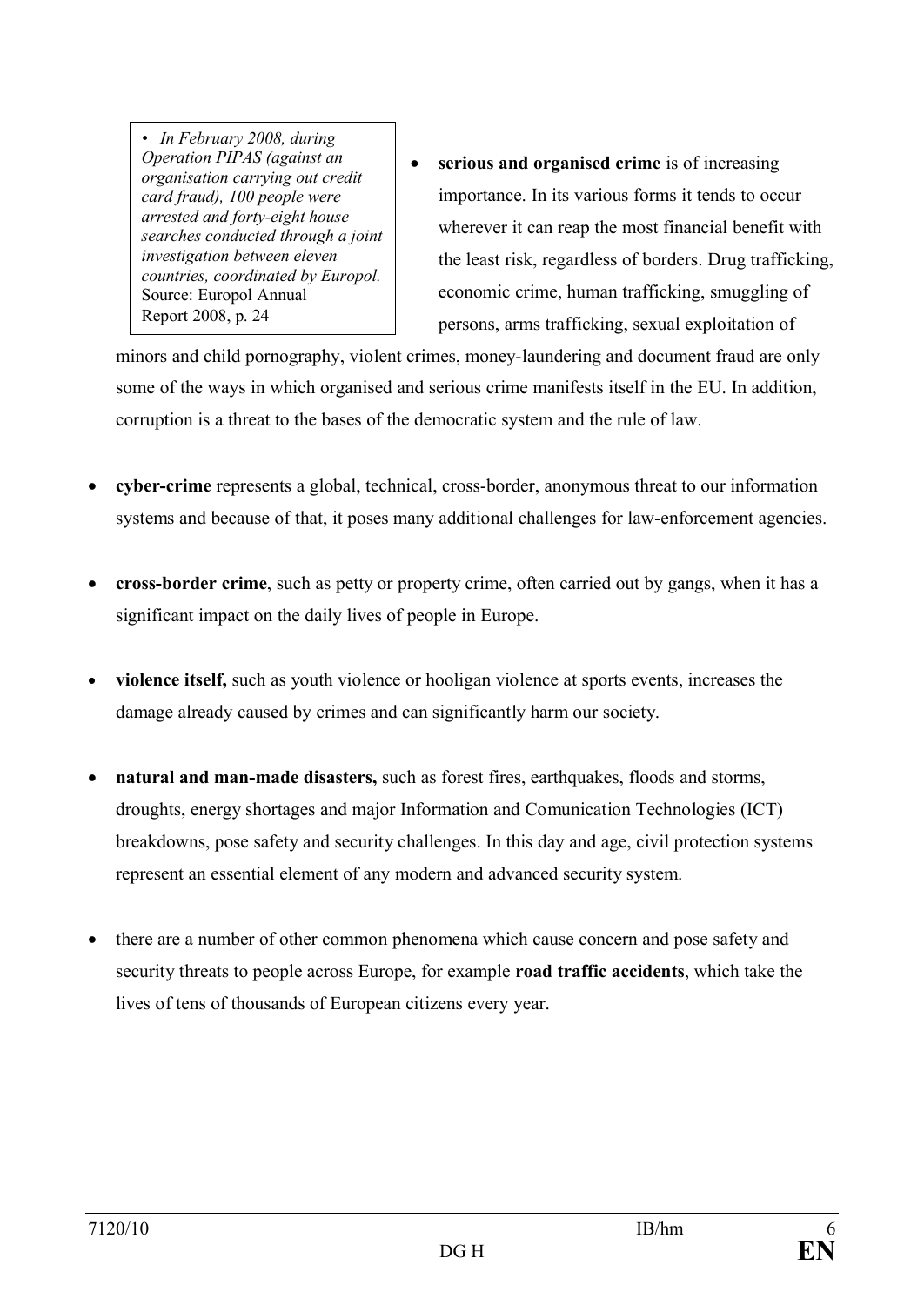> • *In February 2008, during Operation PIPAS (against an organisation carrying out credit card fraud), 100 people were arrested and forty-eight house searches conducted through a joint investigation between eleven countries, coordinated by Europol.*
> Source: Europol Annual Report 2008, p. 24

- **serious and organised crime** is of increasing importance. In its various forms it tends to occur wherever it can reap the most financial benefit with the least risk, regardless of borders. Drug trafficking, economic crime, human trafficking, smuggling of persons, arms trafficking, sexual exploitation of minors and child pornography, violent crimes, money-laundering and document fraud are only some of the ways in which organised and serious crime manifests itself in the EU. In addition, corruption is a threat to the bases of the democratic system and the rule of law.

- **cyber-crime** represents a global, technical, cross-border, anonymous threat to our information systems and because of that, it poses many additional challenges for law-enforcement agencies.

- **cross-border crime**, such as petty or property crime, often carried out by gangs, when it has a significant impact on the daily lives of people in Europe.

- **violence itself,** such as youth violence or hooligan violence at sports events, increases the damage already caused by crimes and can significantly harm our society.

- **natural and man-made disasters,** such as forest fires, earthquakes, floods and storms, droughts, energy shortages and major Information and Comunication Technologies (ICT) breakdowns, pose safety and security challenges. In this day and age, civil protection systems represent an essential element of any modern and advanced security system.

- there are a number of other common phenomena which cause concern and pose safety and security threats to people across Europe, for example **road traffic accidents**, which take the lives of tens of thousands of European citizens every year.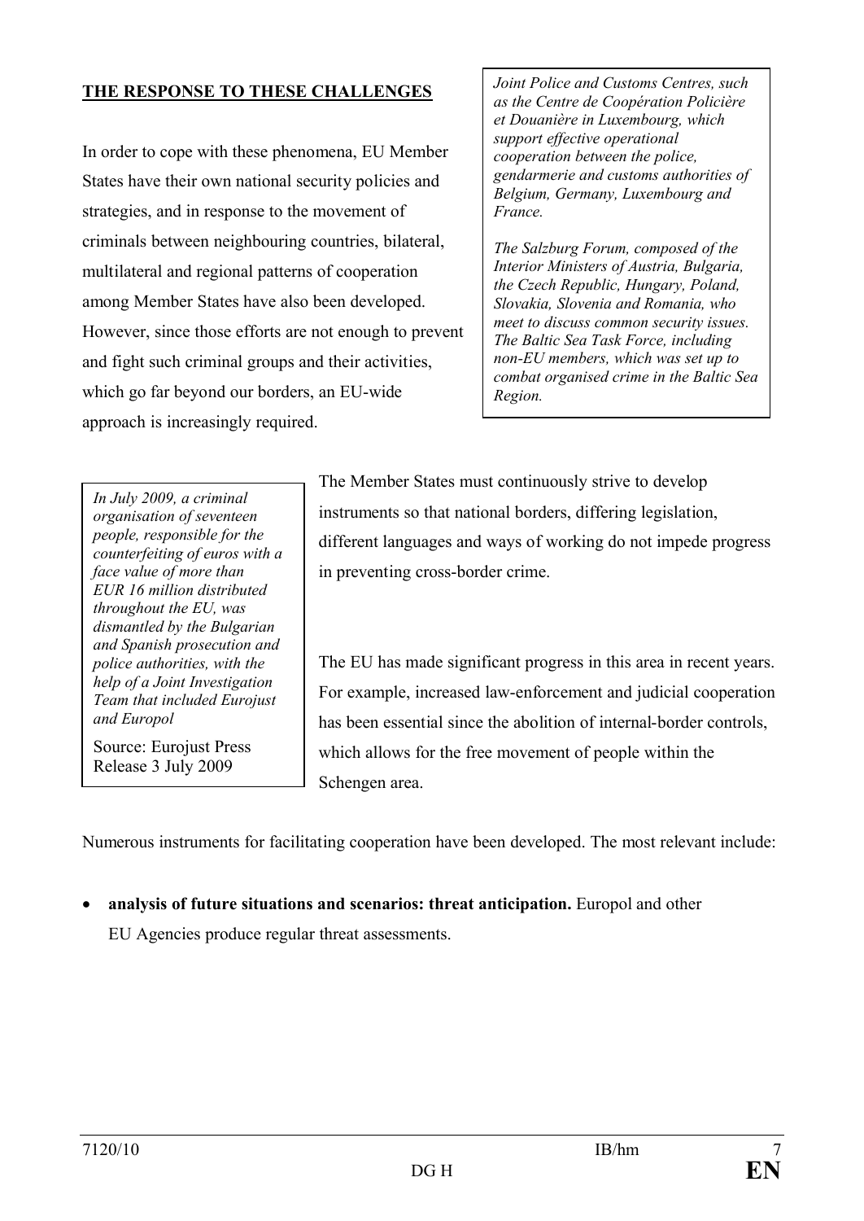**<u>THE RESPONSE TO THESE CHALLENGES</u>**

In order to cope with these phenomena, EU Member States have their own national security policies and strategies, and in response to the movement of criminals between neighbouring countries, bilateral, multilateral and regional patterns of cooperation among Member States have also been developed. However, since those efforts are not enough to prevent and fight such criminal groups and their activities, which go far beyond our borders, an EU-wide approach is increasingly required.

*Joint Police and Customs Centres, such as the Centre de Coopération Policière et Douanière in Luxembourg, which support effective operational cooperation between the police, gendarmerie and customs authorities of Belgium, Germany, Luxembourg and France.*

*The Salzburg Forum, composed of the Interior Ministers of Austria, Bulgaria, the Czech Republic, Hungary, Poland, Slovakia, Slovenia and Romania, who meet to discuss common security issues. The Baltic Sea Task Force, including non-EU members, which was set up to combat organised crime in the Baltic Sea Region.*

The Member States must continuously strive to develop instruments so that national borders, differing legislation, different languages and ways of working do not impede progress in preventing cross-border crime.

*In July 2009, a criminal organisation of seventeen people, responsible for the counterfeiting of euros with a face value of more than EUR 16 million distributed throughout the EU, was dismantled by the Bulgarian and Spanish prosecution and police authorities, with the help of a Joint Investigation Team that included Eurojust and Europol*

Source: Eurojust Press Release 3 July 2009

The EU has made significant progress in this area in recent years. For example, increased law-enforcement and judicial cooperation has been essential since the abolition of internal-border controls, which allows for the free movement of people within the Schengen area.

Numerous instruments for facilitating cooperation have been developed. The most relevant include:

- **analysis of future situations and scenarios: threat anticipation.** Europol and other EU Agencies produce regular threat assessments.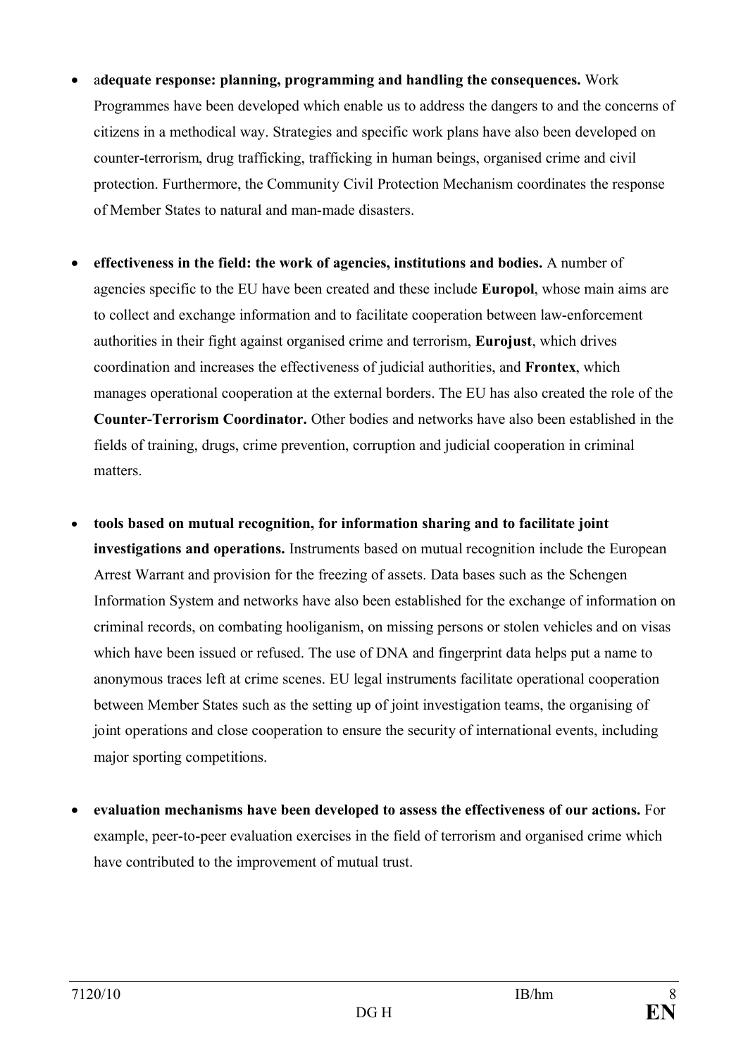- a**dequate response: planning, programming and handling the consequences.** Work Programmes have been developed which enable us to address the dangers to and the concerns of citizens in a methodical way. Strategies and specific work plans have also been developed on counter-terrorism, drug trafficking, trafficking in human beings, organised crime and civil protection. Furthermore, the Community Civil Protection Mechanism coordinates the response of Member States to natural and man-made disasters.

- **effectiveness in the field: the work of agencies, institutions and bodies.** A number of agencies specific to the EU have been created and these include **Europol**, whose main aims are to collect and exchange information and to facilitate cooperation between law-enforcement authorities in their fight against organised crime and terrorism, **Eurojust**, which drives coordination and increases the effectiveness of judicial authorities, and **Frontex**, which manages operational cooperation at the external borders. The EU has also created the role of the **Counter-Terrorism Coordinator.** Other bodies and networks have also been established in the fields of training, drugs, crime prevention, corruption and judicial cooperation in criminal matters.

- **tools based on mutual recognition, for information sharing and to facilitate joint investigations and operations.** Instruments based on mutual recognition include the European Arrest Warrant and provision for the freezing of assets. Data bases such as the Schengen Information System and networks have also been established for the exchange of information on criminal records, on combating hooliganism, on missing persons or stolen vehicles and on visas which have been issued or refused. The use of DNA and fingerprint data helps put a name to anonymous traces left at crime scenes. EU legal instruments facilitate operational cooperation between Member States such as the setting up of joint investigation teams, the organising of joint operations and close cooperation to ensure the security of international events, including major sporting competitions.

- **evaluation mechanisms have been developed to assess the effectiveness of our actions.** For example, peer-to-peer evaluation exercises in the field of terrorism and organised crime which have contributed to the improvement of mutual trust.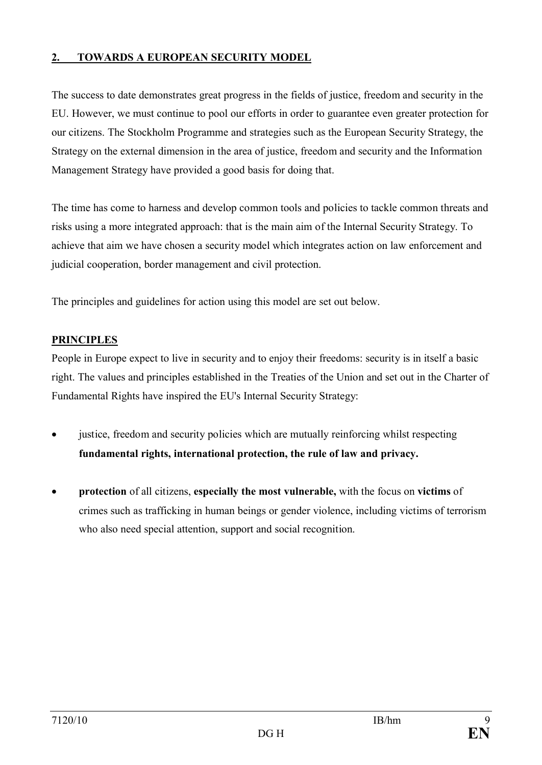## 2. TOWARDS A EUROPEAN SECURITY MODEL

The success to date demonstrates great progress in the fields of justice, freedom and security in the EU. However, we must continue to pool our efforts in order to guarantee even greater protection for our citizens. The Stockholm Programme and strategies such as the European Security Strategy, the Strategy on the external dimension in the area of justice, freedom and security and the Information Management Strategy have provided a good basis for doing that.

The time has come to harness and develop common tools and policies to tackle common threats and risks using a more integrated approach: that is the main aim of the Internal Security Strategy. To achieve that aim we have chosen a security model which integrates action on law enforcement and judicial cooperation, border management and civil protection.

The principles and guidelines for action using this model are set out below.

### PRINCIPLES

People in Europe expect to live in security and to enjoy their freedoms: security is in itself a basic right. The values and principles established in the Treaties of the Union and set out in the Charter of Fundamental Rights have inspired the EU's Internal Security Strategy:

- justice, freedom and security policies which are mutually reinforcing whilst respecting **fundamental rights, international protection, the rule of law and privacy.**
- **protection** of all citizens, **especially the most vulnerable,** with the focus on **victims** of crimes such as trafficking in human beings or gender violence, including victims of terrorism who also need special attention, support and social recognition.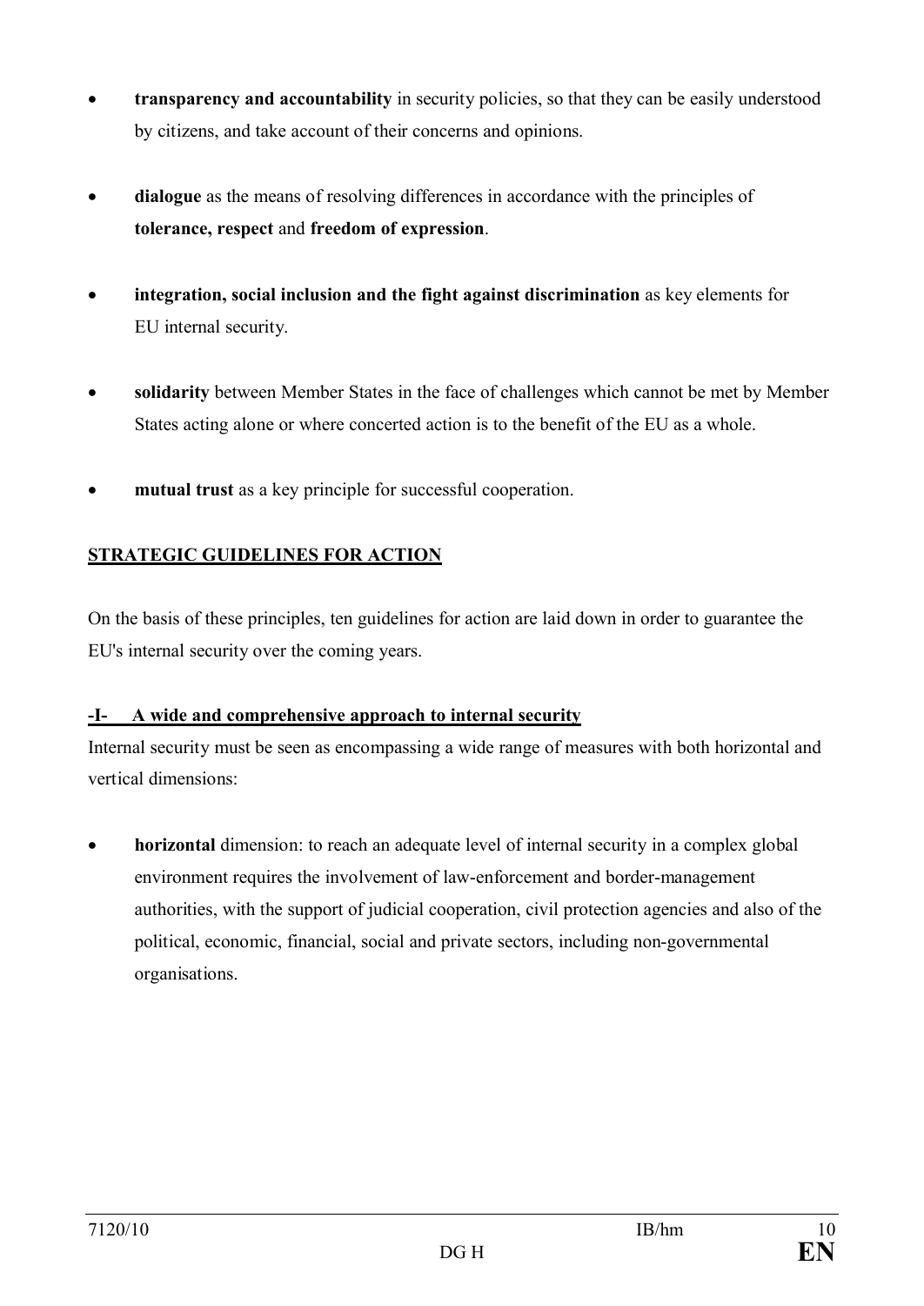- **transparency and accountability** in security policies, so that they can be easily understood by citizens, and take account of their concerns and opinions.

- **dialogue** as the means of resolving differences in accordance with the principles of **tolerance, respect** and **freedom of expression**.

- **integration, social inclusion and the fight against discrimination** as key elements for EU internal security.

- **solidarity** between Member States in the face of challenges which cannot be met by Member States acting alone or where concerted action is to the benefit of the EU as a whole.

- **mutual trust** as a key principle for successful cooperation.

## STRATEGIC GUIDELINES FOR ACTION

On the basis of these principles, ten guidelines for action are laid down in order to guarantee the EU's internal security over the coming years.

### -I- A wide and comprehensive approach to internal security

Internal security must be seen as encompassing a wide range of measures with both horizontal and vertical dimensions:

- **horizontal** dimension: to reach an adequate level of internal security in a complex global environment requires the involvement of law-enforcement and border-management authorities, with the support of judicial cooperation, civil protection agencies and also of the political, economic, financial, social and private sectors, including non-governmental organisations.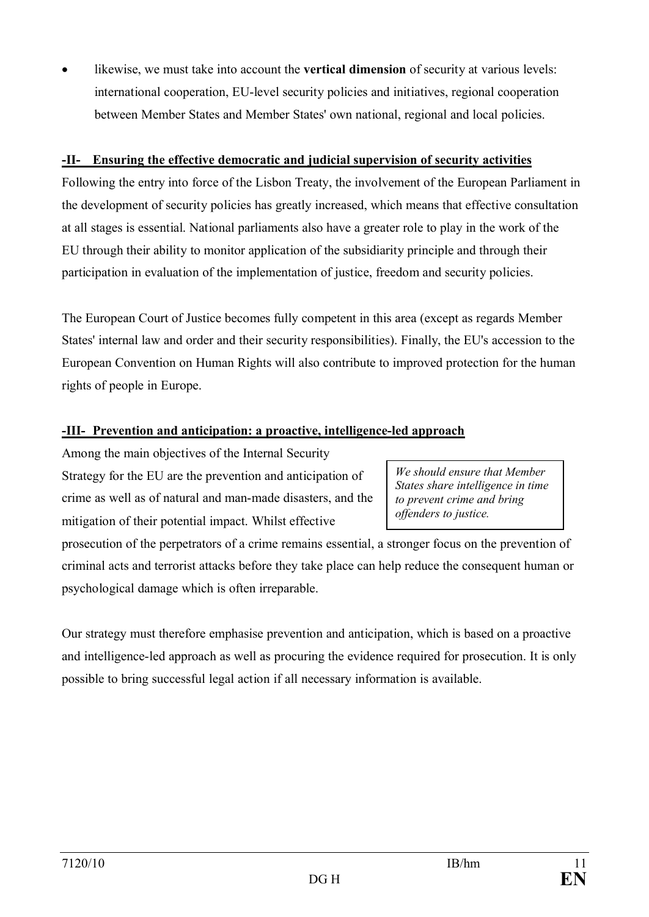- likewise, we must take into account the **vertical dimension** of security at various levels: international cooperation, EU-level security policies and initiatives, regional cooperation between Member States and Member States' own national, regional and local policies.

## -II- Ensuring the effective democratic and judicial supervision of security activities

Following the entry into force of the Lisbon Treaty, the involvement of the European Parliament in the development of security policies has greatly increased, which means that effective consultation at all stages is essential. National parliaments also have a greater role to play in the work of the EU through their ability to monitor application of the subsidiarity principle and through their participation in evaluation of the implementation of justice, freedom and security policies.

The European Court of Justice becomes fully competent in this area (except as regards Member States' internal law and order and their security responsibilities). Finally, the EU's accession to the European Convention on Human Rights will also contribute to improved protection for the human rights of people in Europe.

## -III- Prevention and anticipation: a proactive, intelligence-led approach

*We should ensure that Member States share intelligence in time to prevent crime and bring offenders to justice.*

Among the main objectives of the Internal Security Strategy for the EU are the prevention and anticipation of crime as well as of natural and man-made disasters, and the mitigation of their potential impact. Whilst effective prosecution of the perpetrators of a crime remains essential, a stronger focus on the prevention of criminal acts and terrorist attacks before they take place can help reduce the consequent human or psychological damage which is often irreparable.

Our strategy must therefore emphasise prevention and anticipation, which is based on a proactive and intelligence-led approach as well as procuring the evidence required for prosecution. It is only possible to bring successful legal action if all necessary information is available.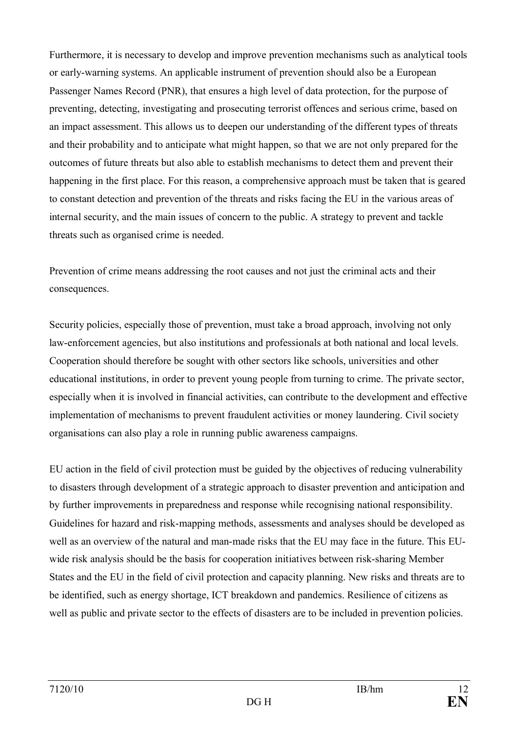Furthermore, it is necessary to develop and improve prevention mechanisms such as analytical tools or early-warning systems. An applicable instrument of prevention should also be a European Passenger Names Record (PNR), that ensures a high level of data protection, for the purpose of preventing, detecting, investigating and prosecuting terrorist offences and serious crime, based on an impact assessment. This allows us to deepen our understanding of the different types of threats and their probability and to anticipate what might happen, so that we are not only prepared for the outcomes of future threats but also able to establish mechanisms to detect them and prevent their happening in the first place. For this reason, a comprehensive approach must be taken that is geared to constant detection and prevention of the threats and risks facing the EU in the various areas of internal security, and the main issues of concern to the public. A strategy to prevent and tackle threats such as organised crime is needed.

Prevention of crime means addressing the root causes and not just the criminal acts and their consequences.

Security policies, especially those of prevention, must take a broad approach, involving not only law-enforcement agencies, but also institutions and professionals at both national and local levels. Cooperation should therefore be sought with other sectors like schools, universities and other educational institutions, in order to prevent young people from turning to crime. The private sector, especially when it is involved in financial activities, can contribute to the development and effective implementation of mechanisms to prevent fraudulent activities or money laundering. Civil society organisations can also play a role in running public awareness campaigns.

EU action in the field of civil protection must be guided by the objectives of reducing vulnerability to disasters through development of a strategic approach to disaster prevention and anticipation and by further improvements in preparedness and response while recognising national responsibility. Guidelines for hazard and risk-mapping methods, assessments and analyses should be developed as well as an overview of the natural and man-made risks that the EU may face in the future. This EU-wide risk analysis should be the basis for cooperation initiatives between risk-sharing Member States and the EU in the field of civil protection and capacity planning. New risks and threats are to be identified, such as energy shortage, ICT breakdown and pandemics. Resilience of citizens as well as public and private sector to the effects of disasters are to be included in prevention policies.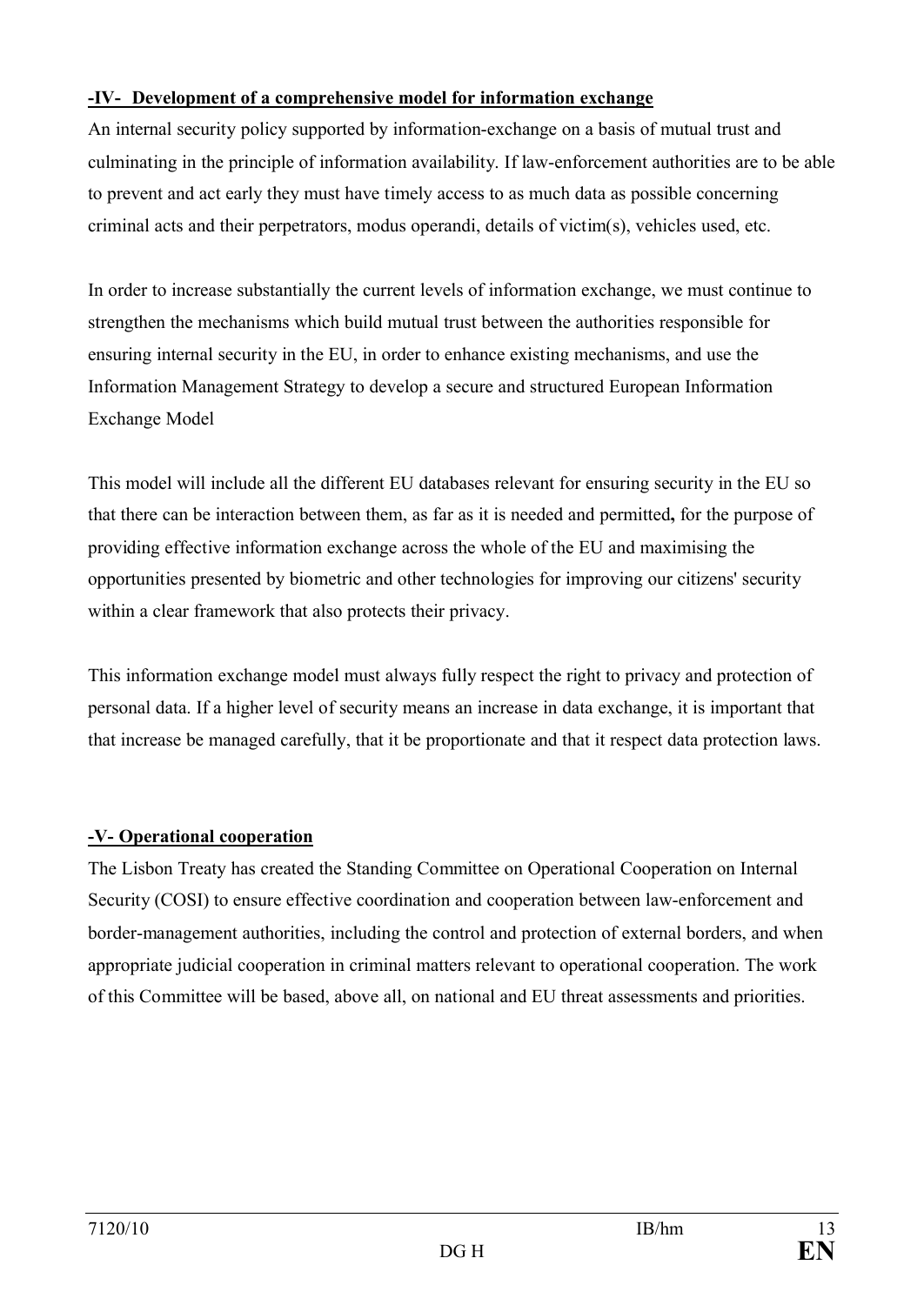## -IV- Development of a comprehensive model for information exchange

An internal security policy supported by information-exchange on a basis of mutual trust and culminating in the principle of information availability. If law-enforcement authorities are to be able to prevent and act early they must have timely access to as much data as possible concerning criminal acts and their perpetrators, modus operandi, details of victim(s), vehicles used, etc.

In order to increase substantially the current levels of information exchange, we must continue to strengthen the mechanisms which build mutual trust between the authorities responsible for ensuring internal security in the EU, in order to enhance existing mechanisms, and use the Information Management Strategy to develop a secure and structured European Information Exchange Model

This model will include all the different EU databases relevant for ensuring security in the EU so that there can be interaction between them, as far as it is needed and permitted**,** for the purpose of providing effective information exchange across the whole of the EU and maximising the opportunities presented by biometric and other technologies for improving our citizens' security within a clear framework that also protects their privacy.

This information exchange model must always fully respect the right to privacy and protection of personal data. If a higher level of security means an increase in data exchange, it is important that that increase be managed carefully, that it be proportionate and that it respect data protection laws.

## -V- Operational cooperation

The Lisbon Treaty has created the Standing Committee on Operational Cooperation on Internal Security (COSI) to ensure effective coordination and cooperation between law-enforcement and border-management authorities, including the control and protection of external borders, and when appropriate judicial cooperation in criminal matters relevant to operational cooperation. The work of this Committee will be based, above all, on national and EU threat assessments and priorities.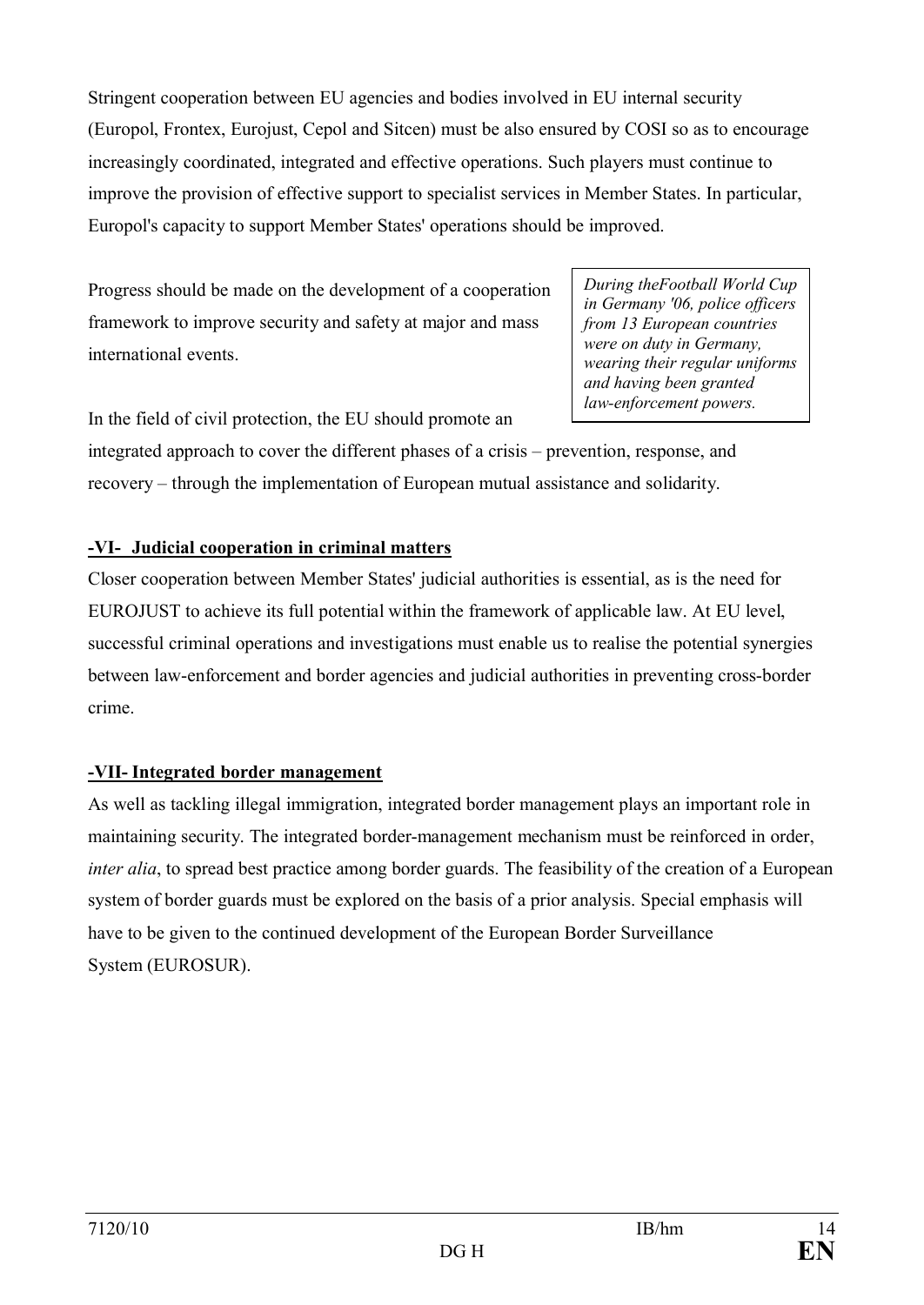Stringent cooperation between EU agencies and bodies involved in EU internal security (Europol, Frontex, Eurojust, Cepol and Sitcen) must be also ensured by COSI so as to encourage increasingly coordinated, integrated and effective operations. Such players must continue to improve the provision of effective support to specialist services in Member States. In particular, Europol's capacity to support Member States' operations should be improved.

Progress should be made on the development of a cooperation framework to improve security and safety at major and mass international events.

> *During theFootball World Cup in Germany '06, police officers from 13 European countries were on duty in Germany, wearing their regular uniforms and having been granted law-enforcement powers.*

In the field of civil protection, the EU should promote an integrated approach to cover the different phases of a crisis – prevention, response, and recovery – through the implementation of European mutual assistance and solidarity.

## -VI- Judicial cooperation in criminal matters

Closer cooperation between Member States' judicial authorities is essential, as is the need for EUROJUST to achieve its full potential within the framework of applicable law. At EU level, successful criminal operations and investigations must enable us to realise the potential synergies between law-enforcement and border agencies and judicial authorities in preventing cross-border crime.

## -VII- Integrated border management

As well as tackling illegal immigration, integrated border management plays an important role in maintaining security. The integrated border-management mechanism must be reinforced in order, *inter alia*, to spread best practice among border guards. The feasibility of the creation of a European system of border guards must be explored on the basis of a prior analysis. Special emphasis will have to be given to the continued development of the European Border Surveillance System (EUROSUR).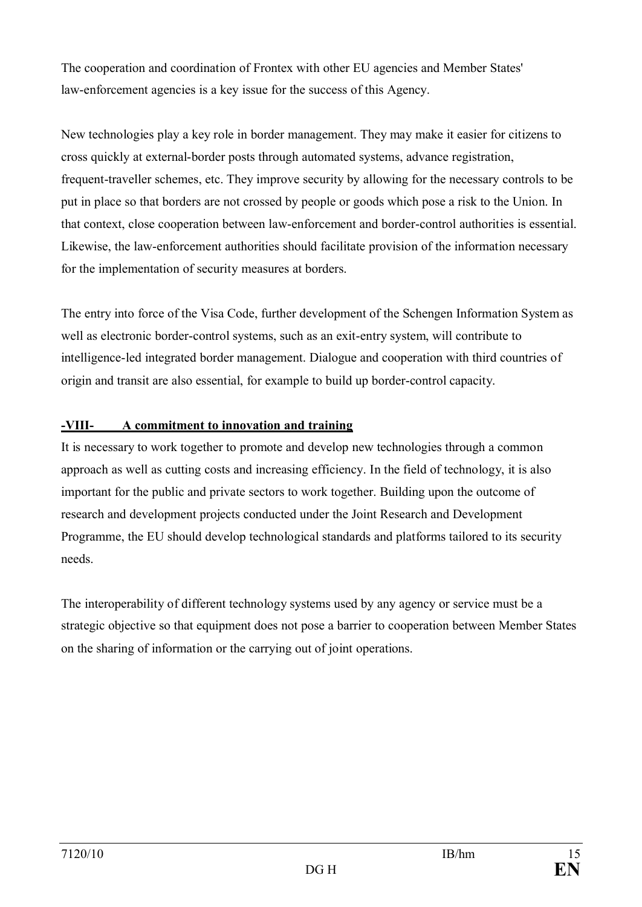The cooperation and coordination of Frontex with other EU agencies and Member States' law-enforcement agencies is a key issue for the success of this Agency.

New technologies play a key role in border management. They may make it easier for citizens to cross quickly at external-border posts through automated systems, advance registration, frequent-traveller schemes, etc. They improve security by allowing for the necessary controls to be put in place so that borders are not crossed by people or goods which pose a risk to the Union. In that context, close cooperation between law-enforcement and border-control authorities is essential. Likewise, the law-enforcement authorities should facilitate provision of the information necessary for the implementation of security measures at borders.

The entry into force of the Visa Code, further development of the Schengen Information System as well as electronic border-control systems, such as an exit-entry system, will contribute to intelligence-led integrated border management. Dialogue and cooperation with third countries of origin and transit are also essential, for example to build up border-control capacity.

## -VIII- A commitment to innovation and training

It is necessary to work together to promote and develop new technologies through a common approach as well as cutting costs and increasing efficiency. In the field of technology, it is also important for the public and private sectors to work together. Building upon the outcome of research and development projects conducted under the Joint Research and Development Programme, the EU should develop technological standards and platforms tailored to its security needs.

The interoperability of different technology systems used by any agency or service must be a strategic objective so that equipment does not pose a barrier to cooperation between Member States on the sharing of information or the carrying out of joint operations.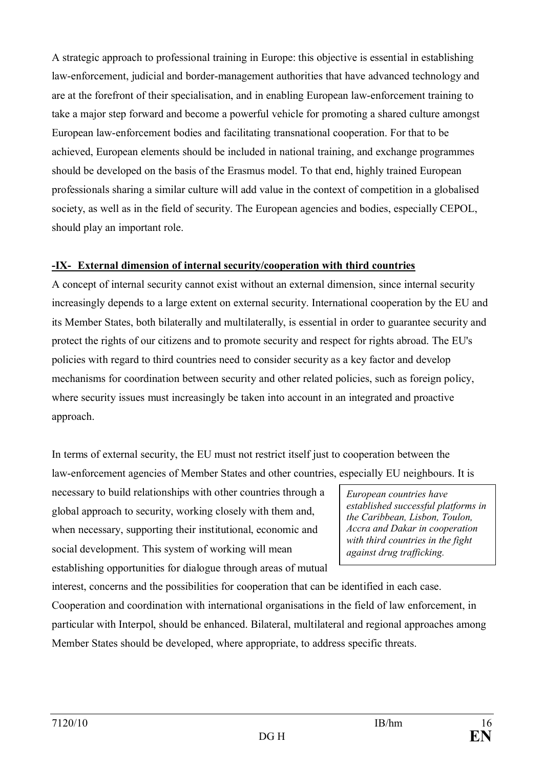A strategic approach to professional training in Europe: this objective is essential in establishing law-enforcement, judicial and border-management authorities that have advanced technology and are at the forefront of their specialisation, and in enabling European law-enforcement training to take a major step forward and become a powerful vehicle for promoting a shared culture amongst European law-enforcement bodies and facilitating transnational cooperation. For that to be achieved, European elements should be included in national training, and exchange programmes should be developed on the basis of the Erasmus model. To that end, highly trained European professionals sharing a similar culture will add value in the context of competition in a globalised society, as well as in the field of security. The European agencies and bodies, especially CEPOL, should play an important role.

## **-IX- External dimension of internal security/cooperation with third countries**

A concept of internal security cannot exist without an external dimension, since internal security increasingly depends to a large extent on external security. International cooperation by the EU and its Member States, both bilaterally and multilaterally, is essential in order to guarantee security and protect the rights of our citizens and to promote security and respect for rights abroad. The EU's policies with regard to third countries need to consider security as a key factor and develop mechanisms for coordination between security and other related policies, such as foreign policy, where security issues must increasingly be taken into account in an integrated and proactive approach.

In terms of external security, the EU must not restrict itself just to cooperation between the law-enforcement agencies of Member States and other countries, especially EU neighbours. It is necessary to build relationships with other countries through a global approach to security, working closely with them and, when necessary, supporting their institutional, economic and social development. This system of working will mean establishing opportunities for dialogue through areas of mutual interest, concerns and the possibilities for cooperation that can be identified in each case. Cooperation and coordination with international organisations in the field of law enforcement, in particular with Interpol, should be enhanced. Bilateral, multilateral and regional approaches among Member States should be developed, where appropriate, to address specific threats.

*European countries have established successful platforms in the Caribbean, Lisbon, Toulon, Accra and Dakar in cooperation with third countries in the fight against drug trafficking.*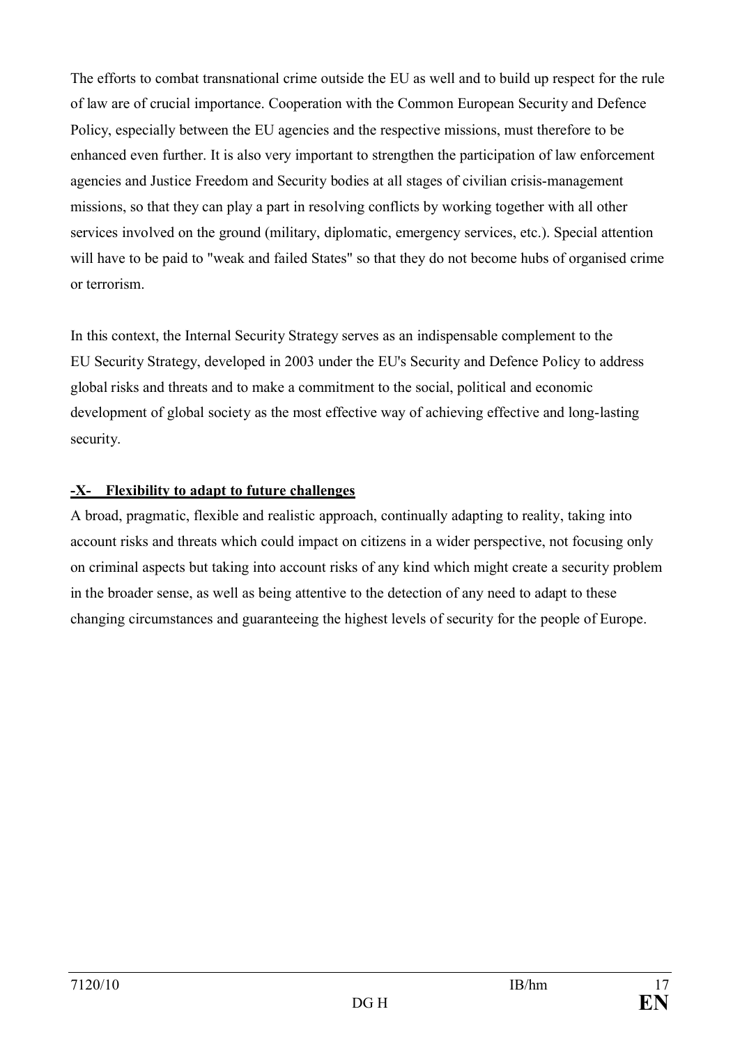The efforts to combat transnational crime outside the EU as well and to build up respect for the rule of law are of crucial importance. Cooperation with the Common European Security and Defence Policy, especially between the EU agencies and the respective missions, must therefore to be enhanced even further. It is also very important to strengthen the participation of law enforcement agencies and Justice Freedom and Security bodies at all stages of civilian crisis-management missions, so that they can play a part in resolving conflicts by working together with all other services involved on the ground (military, diplomatic, emergency services, etc.). Special attention will have to be paid to "weak and failed States" so that they do not become hubs of organised crime or terrorism.

In this context, the Internal Security Strategy serves as an indispensable complement to the EU Security Strategy, developed in 2003 under the EU's Security and Defence Policy to address global risks and threats and to make a commitment to the social, political and economic development of global society as the most effective way of achieving effective and long-lasting security.

### **-X- Flexibility to adapt to future challenges**

A broad, pragmatic, flexible and realistic approach, continually adapting to reality, taking into account risks and threats which could impact on citizens in a wider perspective, not focusing only on criminal aspects but taking into account risks of any kind which might create a security problem in the broader sense, as well as being attentive to the detection of any need to adapt to these changing circumstances and guaranteeing the highest levels of security for the people of Europe.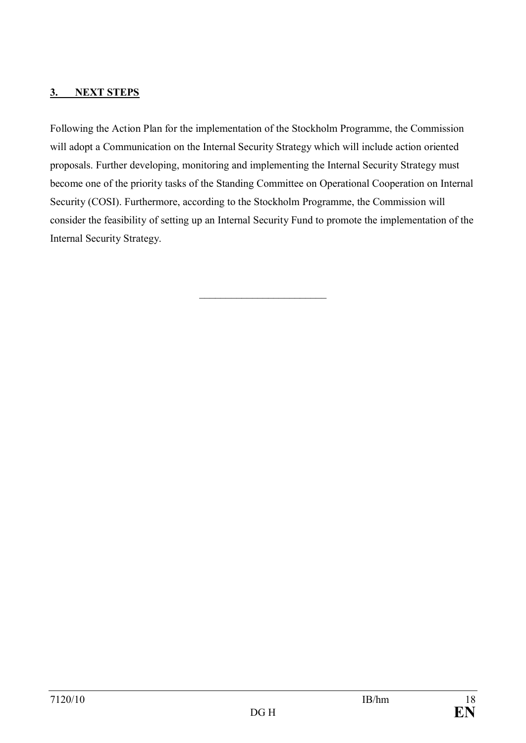## 3. NEXT STEPS

Following the Action Plan for the implementation of the Stockholm Programme, the Commission will adopt a Communication on the Internal Security Strategy which will include action oriented proposals. Further developing, monitoring and implementing the Internal Security Strategy must become one of the priority tasks of the Standing Committee on Operational Cooperation on Internal Security (COSI). Furthermore, according to the Stockholm Programme, the Commission will consider the feasibility of setting up an Internal Security Fund to promote the implementation of the Internal Security Strategy.

________________________